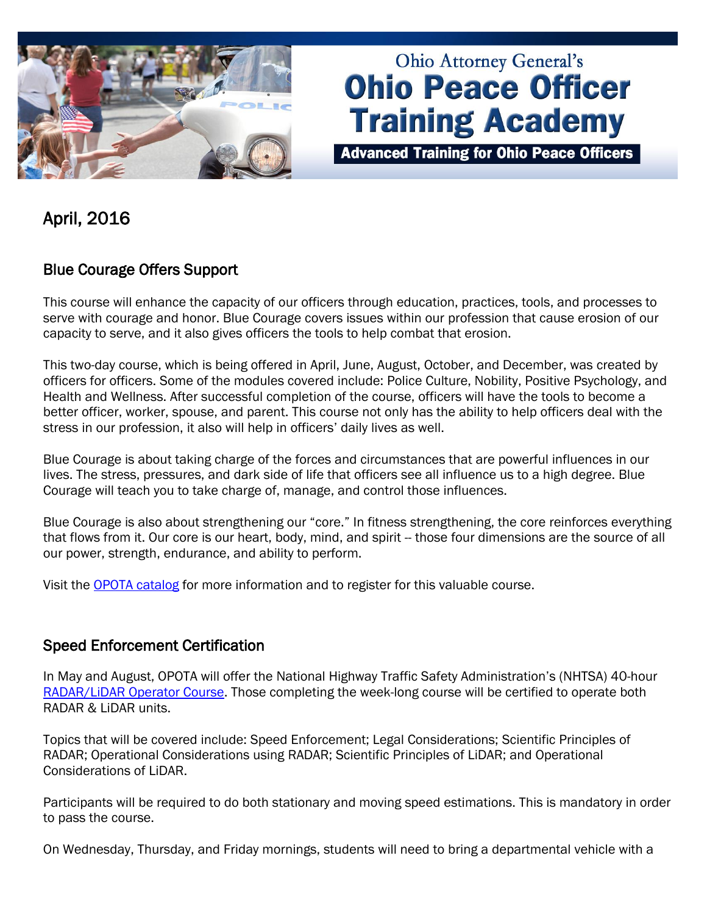Ohio Attorney General's

# Ohio Peace Officer Training Academy

**Advanced Training for Ohio Peace Officers**

## April, 2016

### Blue Courage Offers Support

This course will enhance the capacity of our officers through education, practices, tools, and processes to serve with courage and honor. Blue Courage covers issues within our profession that cause erosion of our capacity to serve, and it also gives officers the tools to help combat that erosion.

This two-day course, which is being offered in April, June, August, October, and December, was created by officers for officers. Some of the modules covered include: Police Culture, Nobility, Positive Psychology, and Health and Wellness. After successful completion of the course, officers will have the tools to become a better officer, worker, spouse, and parent. This course not only has the ability to help officers deal with the stress in our profession, it also will help in officers' daily lives as well.

Blue Courage is about taking charge of the forces and circumstances that are powerful influences in our lives. The stress, pressures, and dark side of life that officers see all influence us to a high degree. Blue Courage will teach you to take charge of, manage, and control those influences.

Blue Courage is also about strengthening our "core." In fitness strengthening, the core reinforces everything that flows from it. Our core is our heart, body, mind, and spirit -- those four dimensions are the source of all our power, strength, endurance, and ability to perform.

Visit the OPOTA catalog for more information and to register for this valuable course.

### Speed Enforcement Certification

In May and August, OPOTA will offer the National Highway Traffic Safety Administration's (NHTSA) 40-hour RADAR/LiDAR Operator Course. Those completing the week-long course will be certified to operate both RADAR & LiDAR units.

Topics that will be covered include: Speed Enforcement; Legal Considerations; Scientific Principles of RADAR; Operational Considerations using RADAR; Scientific Principles of LiDAR; and Operational Considerations of LiDAR.

Participants will be required to do both stationary and moving speed estimations. This is mandatory in order to pass the course.

On Wednesday, Thursday, and Friday mornings, students will need to bring a departmental vehicle with a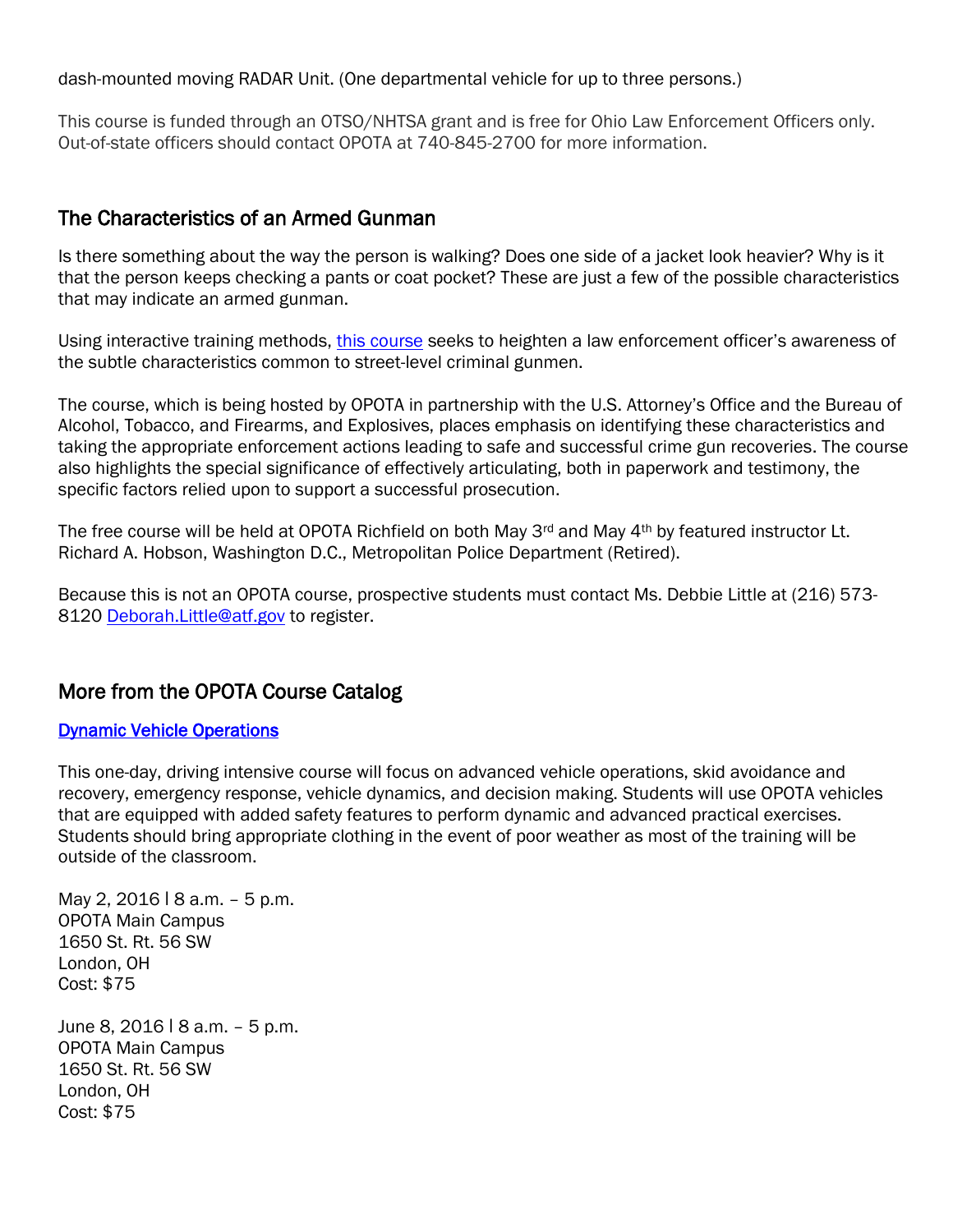dash-mounted moving RADAR Unit. (One departmental vehicle for up to three persons.)

This course is funded through an OTSO/NHTSA grant and is free for Ohio Law Enforcement Officers only. Out-of-state officers should contact OPOTA at 740-845-2700 for more information.

## The Characteristics of an Armed Gunman

Is there something about the way the person is walking? Does one side of a jacket look heavier? Why is it that the person keeps checking a pants or coat pocket? These are just a few of the possible characteristics that may indicate an armed gunman.

Using interactive training methods, this course seeks to heighten a law enforcement officer's awareness of the subtle characteristics common to street-level criminal gunmen.

The course, which is being hosted by OPOTA in partnership with the U.S. Attorney's Office and the Bureau of Alcohol, Tobacco, and Firearms, and Explosives, places emphasis on identifying these characteristics and taking the appropriate enforcement actions leading to safe and successful crime gun recoveries. The course also highlights the special significance of effectively articulating, both in paperwork and testimony, the specific factors relied upon to support a successful prosecution.

The free course will be held at OPOTA Richfield on both May 3rd and May 4th by featured instructor Lt. Richard A. Hobson, Washington D.C., Metropolitan Police Department (Retired).

Because this is not an OPOTA course, prospective students must contact Ms. Debbie Little at (216) 573-8120 Deborah.Little@atf.gov to register.

## More from the OPOTA Course Catalog

**Dynamic Vehicle Operations**

This one-day, driving intensive course will focus on advanced vehicle operations, skid avoidance and recovery, emergency response, vehicle dynamics, and decision making. Students will use OPOTA vehicles that are equipped with added safety features to perform dynamic and advanced practical exercises. Students should bring appropriate clothing in the event of poor weather as most of the training will be outside of the classroom.

May 2, 2016 | 8 a.m. – 5 p.m.
OPOTA Main Campus
1650 St. Rt. 56 SW
London, OH
Cost: $75

June 8, 2016 | 8 a.m. – 5 p.m.
OPOTA Main Campus
1650 St. Rt. 56 SW
London, OH
Cost: $75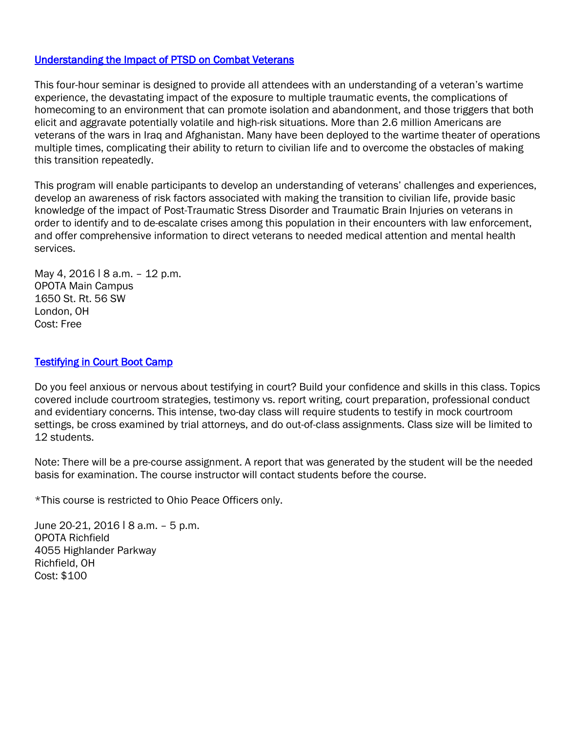## [Understanding the Impact of PTSD on Combat Veterans]

This four-hour seminar is designed to provide all attendees with an understanding of a veteran's wartime experience, the devastating impact of the exposure to multiple traumatic events, the complications of homecoming to an environment that can promote isolation and abandonment, and those triggers that both elicit and aggravate potentially volatile and high-risk situations. More than 2.6 million Americans are veterans of the wars in Iraq and Afghanistan. Many have been deployed to the wartime theater of operations multiple times, complicating their ability to return to civilian life and to overcome the obstacles of making this transition repeatedly.

This program will enable participants to develop an understanding of veterans' challenges and experiences, develop an awareness of risk factors associated with making the transition to civilian life, provide basic knowledge of the impact of Post-Traumatic Stress Disorder and Traumatic Brain Injuries on veterans in order to identify and to de-escalate crises among this population in their encounters with law enforcement, and offer comprehensive information to direct veterans to needed medical attention and mental health services.

May 4, 2016 | 8 a.m. – 12 p.m.
OPOTA Main Campus
1650 St. Rt. 56 SW
London, OH
Cost: Free

## [Testifying in Court Boot Camp]

Do you feel anxious or nervous about testifying in court? Build your confidence and skills in this class. Topics covered include courtroom strategies, testimony vs. report writing, court preparation, professional conduct and evidentiary concerns. This intense, two-day class will require students to testify in mock courtroom settings, be cross examined by trial attorneys, and do out-of-class assignments. Class size will be limited to 12 students.

Note: There will be a pre-course assignment. A report that was generated by the student will be the needed basis for examination. The course instructor will contact students before the course.

*This course is restricted to Ohio Peace Officers only.

June 20-21, 2016 | 8 a.m. – 5 p.m.
OPOTA Richfield
4055 Highlander Parkway
Richfield, OH
Cost: $100